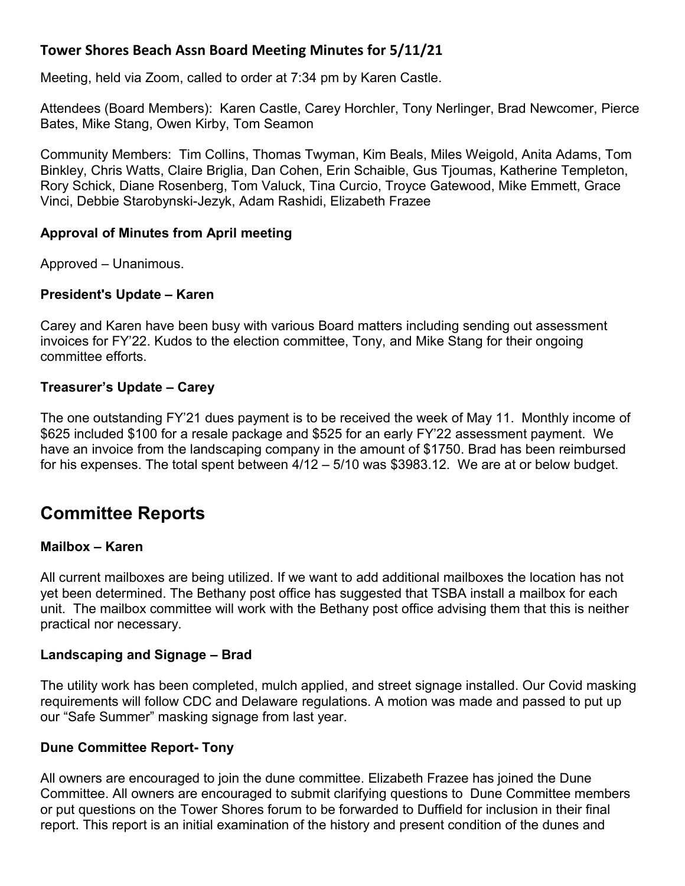### **Tower Shores Beach Assn Board Meeting Minutes for 5/11/21**

Meeting, held via Zoom, called to order at 7:34 pm by Karen Castle.

Attendees (Board Members): Karen Castle, Carey Horchler, Tony Nerlinger, Brad Newcomer, Pierce Bates, Mike Stang, Owen Kirby, Tom Seamon

Community Members: Tim Collins, Thomas Twyman, Kim Beals, Miles Weigold, Anita Adams, Tom Binkley, Chris Watts, Claire Briglia, Dan Cohen, Erin Schaible, Gus Tjoumas, Katherine Templeton, Rory Schick, Diane Rosenberg, Tom Valuck, Tina Curcio, Troyce Gatewood, Mike Emmett, Grace Vinci, Debbie Starobynski-Jezyk, Adam Rashidi, Elizabeth Frazee

#### **Approval of Minutes from April meeting**

Approved – Unanimous.

#### **President's Update – Karen**

Carey and Karen have been busy with various Board matters including sending out assessment invoices for FY'22. Kudos to the election committee, Tony, and Mike Stang for their ongoing committee efforts.

#### **Treasurer's Update – Carey**

The one outstanding FY'21 dues payment is to be received the week of May 11. Monthly income of $625 included $100 for a resale package and $525 for an early FY'22 assessment payment. We have an invoice from the landscaping company in the amount of $1750. Brad has been reimbursed for his expenses. The total spent between 4/12 – 5/10 was $3983.12. We are at or below budget.

## **Committee Reports**

#### **Mailbox – Karen**

All current mailboxes are being utilized. If we want to add additional mailboxes the location has not yet been determined. The Bethany post office has suggested that TSBA install a mailbox for each unit. The mailbox committee will work with the Bethany post office advising them that this is neither practical nor necessary.

#### **Landscaping and Signage – Brad**

The utility work has been completed, mulch applied, and street signage installed. Our Covid masking requirements will follow CDC and Delaware regulations. A motion was made and passed to put up our "Safe Summer" masking signage from last year.

#### **Dune Committee Report- Tony**

All owners are encouraged to join the dune committee. Elizabeth Frazee has joined the Dune Committee. All owners are encouraged to submit clarifying questions to Dune Committee members or put questions on the Tower Shores forum to be forwarded to Duffield for inclusion in their final report. This report is an initial examination of the history and present condition of the dunes and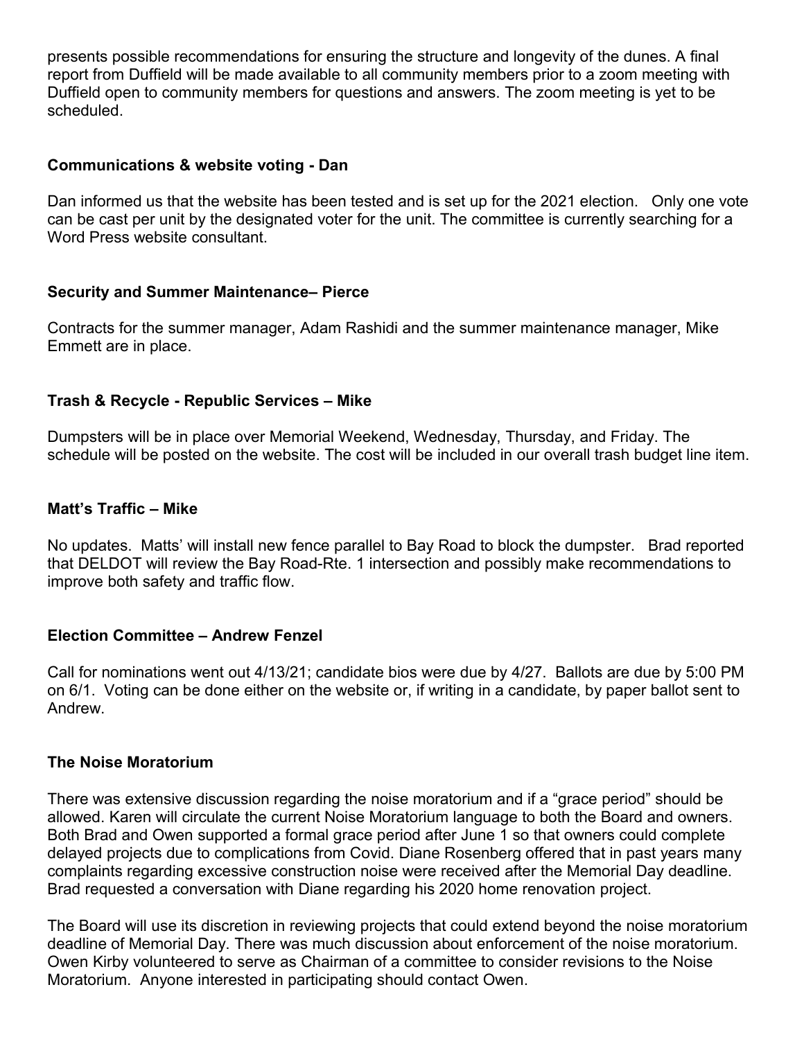presents possible recommendations for ensuring the structure and longevity of the dunes. A final report from Duffield will be made available to all community members prior to a zoom meeting with Duffield open to community members for questions and answers. The zoom meeting is yet to be scheduled.

**Communications & website voting - Dan**

Dan informed us that the website has been tested and is set up for the 2021 election. Only one vote can be cast per unit by the designated voter for the unit. The committee is currently searching for a Word Press website consultant.

**Security and Summer Maintenance– Pierce**

Contracts for the summer manager, Adam Rashidi and the summer maintenance manager, Mike Emmett are in place.

**Trash & Recycle - Republic Services – Mike**

Dumpsters will be in place over Memorial Weekend, Wednesday, Thursday, and Friday. The schedule will be posted on the website. The cost will be included in our overall trash budget line item.

**Matt's Traffic – Mike**

No updates. Matts' will install new fence parallel to Bay Road to block the dumpster. Brad reported that DELDOT will review the Bay Road-Rte. 1 intersection and possibly make recommendations to improve both safety and traffic flow.

**Election Committee – Andrew Fenzel**

Call for nominations went out 4/13/21; candidate bios were due by 4/27. Ballots are due by 5:00 PM on 6/1. Voting can be done either on the website or, if writing in a candidate, by paper ballot sent to Andrew.

**The Noise Moratorium**

There was extensive discussion regarding the noise moratorium and if a "grace period" should be allowed. Karen will circulate the current Noise Moratorium language to both the Board and owners. Both Brad and Owen supported a formal grace period after June 1 so that owners could complete delayed projects due to complications from Covid. Diane Rosenberg offered that in past years many complaints regarding excessive construction noise were received after the Memorial Day deadline. Brad requested a conversation with Diane regarding his 2020 home renovation project.

The Board will use its discretion in reviewing projects that could extend beyond the noise moratorium deadline of Memorial Day. There was much discussion about enforcement of the noise moratorium. Owen Kirby volunteered to serve as Chairman of a committee to consider revisions to the Noise Moratorium. Anyone interested in participating should contact Owen.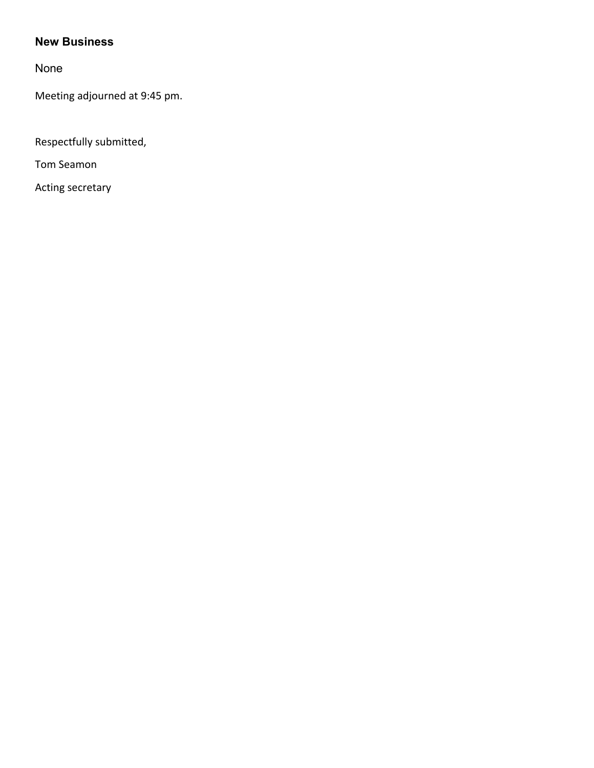### New Business

None

Meeting adjourned at 9:45 pm.

Respectfully submitted,

Tom Seamon

Acting secretary